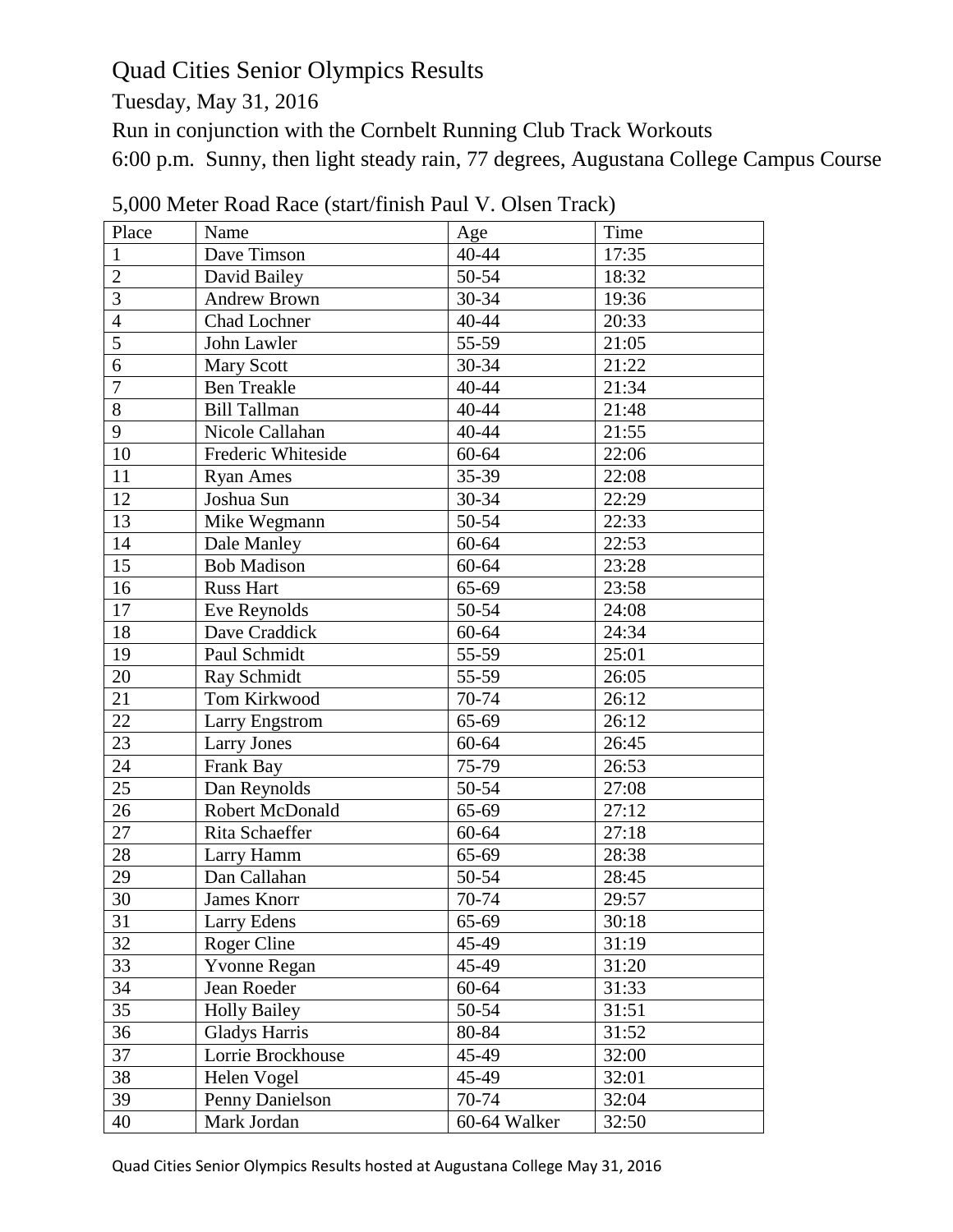# Quad Cities Senior Olympics Results

Tuesday, May 31, 2016

Run in conjunction with the Cornbelt Running Club Track Workouts

6:00 p.m. Sunny, then light steady rain, 77 degrees, Augustana College Campus Course

## 5,000 Meter Road Race (start/finish Paul V. Olsen Track)

| Place | Name | Age | Time |
|---|---|---|---|
| 1 | Dave Timson | 40-44 | 17:35 |
| 2 | David Bailey | 50-54 | 18:32 |
| 3 | Andrew Brown | 30-34 | 19:36 |
| 4 | Chad Lochner | 40-44 | 20:33 |
| 5 | John Lawler | 55-59 | 21:05 |
| 6 | Mary Scott | 30-34 | 21:22 |
| 7 | Ben Treakle | 40-44 | 21:34 |
| 8 | Bill Tallman | 40-44 | 21:48 |
| 9 | Nicole Callahan | 40-44 | 21:55 |
| 10 | Frederic Whiteside | 60-64 | 22:06 |
| 11 | Ryan Ames | 35-39 | 22:08 |
| 12 | Joshua Sun | 30-34 | 22:29 |
| 13 | Mike Wegmann | 50-54 | 22:33 |
| 14 | Dale Manley | 60-64 | 22:53 |
| 15 | Bob Madison | 60-64 | 23:28 |
| 16 | Russ Hart | 65-69 | 23:58 |
| 17 | Eve Reynolds | 50-54 | 24:08 |
| 18 | Dave Craddick | 60-64 | 24:34 |
| 19 | Paul Schmidt | 55-59 | 25:01 |
| 20 | Ray Schmidt | 55-59 | 26:05 |
| 21 | Tom Kirkwood | 70-74 | 26:12 |
| 22 | Larry Engstrom | 65-69 | 26:12 |
| 23 | Larry Jones | 60-64 | 26:45 |
| 24 | Frank Bay | 75-79 | 26:53 |
| 25 | Dan Reynolds | 50-54 | 27:08 |
| 26 | Robert McDonald | 65-69 | 27:12 |
| 27 | Rita Schaeffer | 60-64 | 27:18 |
| 28 | Larry Hamm | 65-69 | 28:38 |
| 29 | Dan Callahan | 50-54 | 28:45 |
| 30 | James Knorr | 70-74 | 29:57 |
| 31 | Larry Edens | 65-69 | 30:18 |
| 32 | Roger Cline | 45-49 | 31:19 |
| 33 | Yvonne Regan | 45-49 | 31:20 |
| 34 | Jean Roeder | 60-64 | 31:33 |
| 35 | Holly Bailey | 50-54 | 31:51 |
| 36 | Gladys Harris | 80-84 | 31:52 |
| 37 | Lorrie Brockhouse | 45-49 | 32:00 |
| 38 | Helen Vogel | 45-49 | 32:01 |
| 39 | Penny Danielson | 70-74 | 32:04 |
| 40 | Mark Jordan | 60-64 Walker | 32:50 |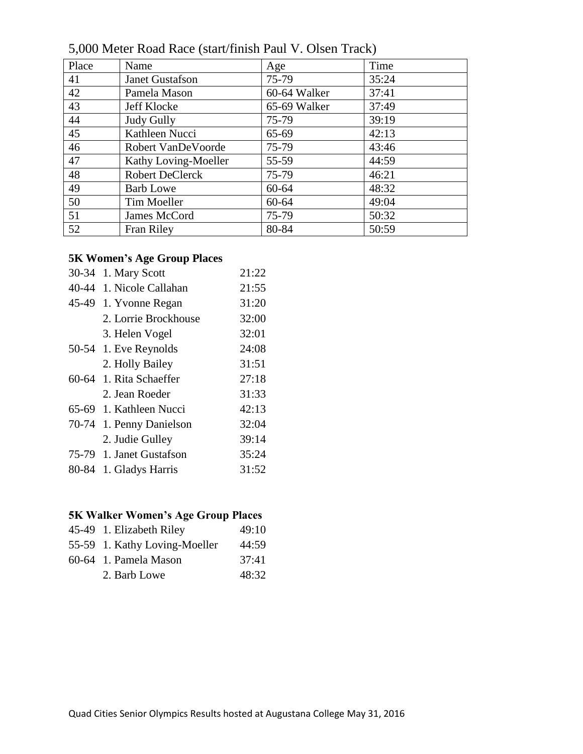5,000 Meter Road Race (start/finish Paul V. Olsen Track)

| Place | Name | Age | Time |
|---|---|---|---|
| 41 | Janet Gustafson | 75-79 | 35:24 |
| 42 | Pamela Mason | 60-64 Walker | 37:41 |
| 43 | Jeff Klocke | 65-69 Walker | 37:49 |
| 44 | Judy Gully | 75-79 | 39:19 |
| 45 | Kathleen Nucci | 65-69 | 42:13 |
| 46 | Robert VanDeVoorde | 75-79 | 43:46 |
| 47 | Kathy Loving-Moeller | 55-59 | 44:59 |
| 48 | Robert DeClerck | 75-79 | 46:21 |
| 49 | Barb Lowe | 60-64 | 48:32 |
| 50 | Tim Moeller | 60-64 | 49:04 |
| 51 | James McCord | 75-79 | 50:32 |
| 52 | Fran Riley | 80-84 | 50:59 |

**5K Women's Age Group Places**

| | | |
|---|---|---|
| 30-34 | 1. Mary Scott | 21:22 |
| 40-44 | 1. Nicole Callahan | 21:55 |
| 45-49 | 1. Yvonne Regan | 31:20 |
| | 2. Lorrie Brockhouse | 32:00 |
| | 3. Helen Vogel | 32:01 |
| 50-54 | 1. Eve Reynolds | 24:08 |
| | 2. Holly Bailey | 31:51 |
| 60-64 | 1. Rita Schaeffer | 27:18 |
| | 2. Jean Roeder | 31:33 |
| 65-69 | 1. Kathleen Nucci | 42:13 |
| 70-74 | 1. Penny Danielson | 32:04 |
| | 2. Judie Gulley | 39:14 |
| 75-79 | 1. Janet Gustafson | 35:24 |
| 80-84 | 1. Gladys Harris | 31:52 |

**5K Walker Women's Age Group Places**

| | | |
|---|---|---|
| 45-49 | 1. Elizabeth Riley | 49:10 |
| 55-59 | 1. Kathy Loving-Moeller | 44:59 |
| 60-64 | 1. Pamela Mason | 37:41 |
| | 2. Barb Lowe | 48:32 |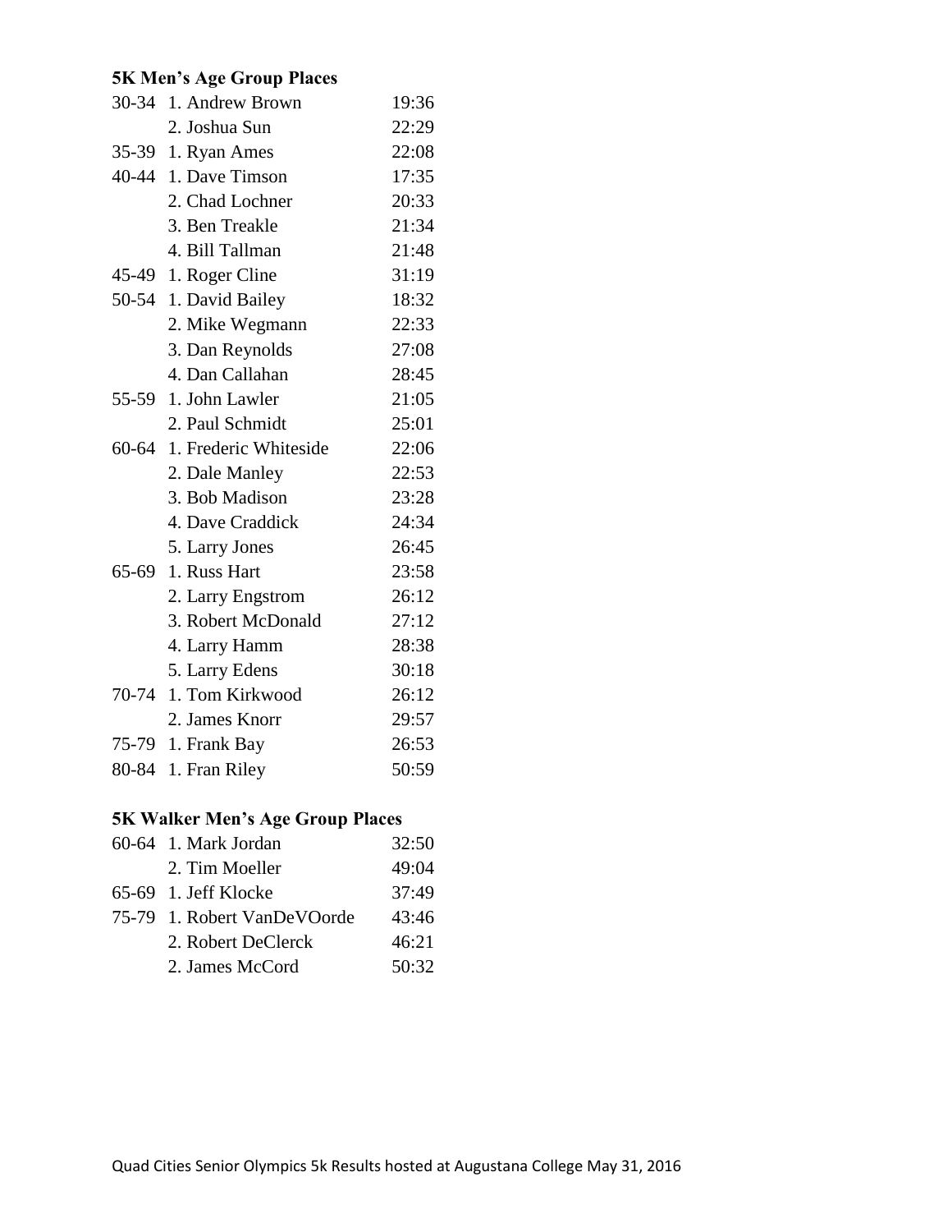### 5K Men's Age Group Places

| | | |
|---|---|---|
| 30-34 | 1. Andrew Brown | 19:36 |
| | 2. Joshua Sun | 22:29 |
| 35-39 | 1. Ryan Ames | 22:08 |
| 40-44 | 1. Dave Timson | 17:35 |
| | 2. Chad Lochner | 20:33 |
| | 3. Ben Treakle | 21:34 |
| | 4. Bill Tallman | 21:48 |
| 45-49 | 1. Roger Cline | 31:19 |
| 50-54 | 1. David Bailey | 18:32 |
| | 2. Mike Wegmann | 22:33 |
| | 3. Dan Reynolds | 27:08 |
| | 4. Dan Callahan | 28:45 |
| 55-59 | 1. John Lawler | 21:05 |
| | 2. Paul Schmidt | 25:01 |
| 60-64 | 1. Frederic Whiteside | 22:06 |
| | 2. Dale Manley | 22:53 |
| | 3. Bob Madison | 23:28 |
| | 4. Dave Craddick | 24:34 |
| | 5. Larry Jones | 26:45 |
| 65-69 | 1. Russ Hart | 23:58 |
| | 2. Larry Engstrom | 26:12 |
| | 3. Robert McDonald | 27:12 |
| | 4. Larry Hamm | 28:38 |
| | 5. Larry Edens | 30:18 |
| 70-74 | 1. Tom Kirkwood | 26:12 |
| | 2. James Knorr | 29:57 |
| 75-79 | 1. Frank Bay | 26:53 |
| 80-84 | 1. Fran Riley | 50:59 |

### 5K Walker Men's Age Group Places

| | | |
|---|---|---|
| 60-64 | 1. Mark Jordan | 32:50 |
| | 2. Tim Moeller | 49:04 |
| 65-69 | 1. Jeff Klocke | 37:49 |
| 75-79 | 1. Robert VanDeVOorde | 43:46 |
| | 2. Robert DeClerck | 46:21 |
| | 2. James McCord | 50:32 |

Quad Cities Senior Olympics 5k Results hosted at Augustana College May 31, 2016